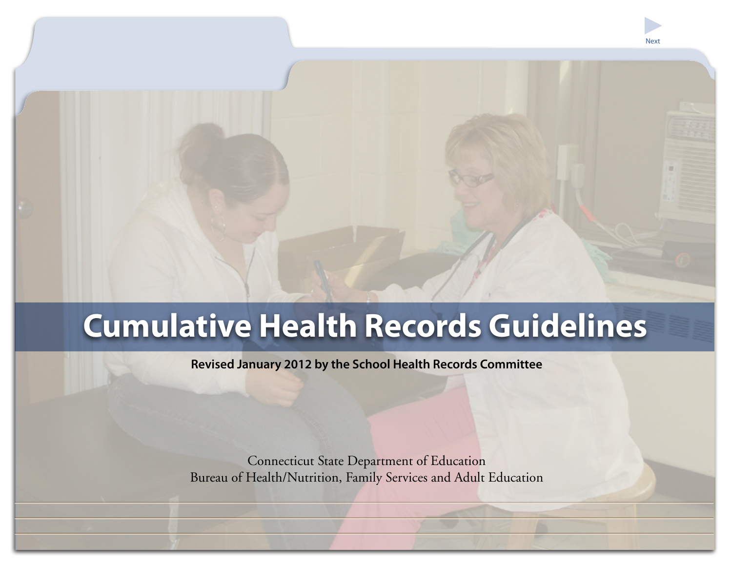# Cumulative Health Records Guidelines

**Revised January 2012 by the School Health Records Committee**

Connecticut State Department of Education
Bureau of Health/Nutrition, Family Services and Adult Education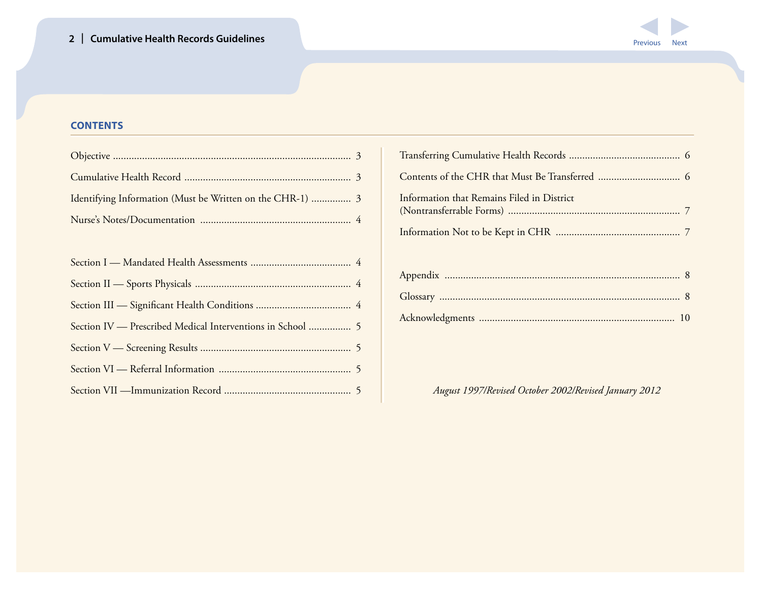## CONTENTS

| | |
|---|---|
| Objective | 3 |
| Cumulative Health Record | 3 |
| Identifying Information (Must be Written on the CHR-1) | 3 |
| Nurse's Notes/Documentation | 4 |
| Section I — Mandated Health Assessments | 4 |
| Section II — Sports Physicals | 4 |
| Section III — Significant Health Conditions | 4 |
| Section IV — Prescribed Medical Interventions in School | 5 |
| Section V — Screening Results | 5 |
| Section VI — Referral Information | 5 |
| Section VII —Immunization Record | 5 |
| Transferring Cumulative Health Records | 6 |
| Contents of the CHR that Must Be Transferred | 6 |
| Information that Remains Filed in District (Nontransferrable Forms) | 7 |
| Information Not to be Kept in CHR | 7 |
| Appendix | 8 |
| Glossary | 8 |
| Acknowledgments | 10 |

*August 1997/Revised October 2002/Revised January 2012*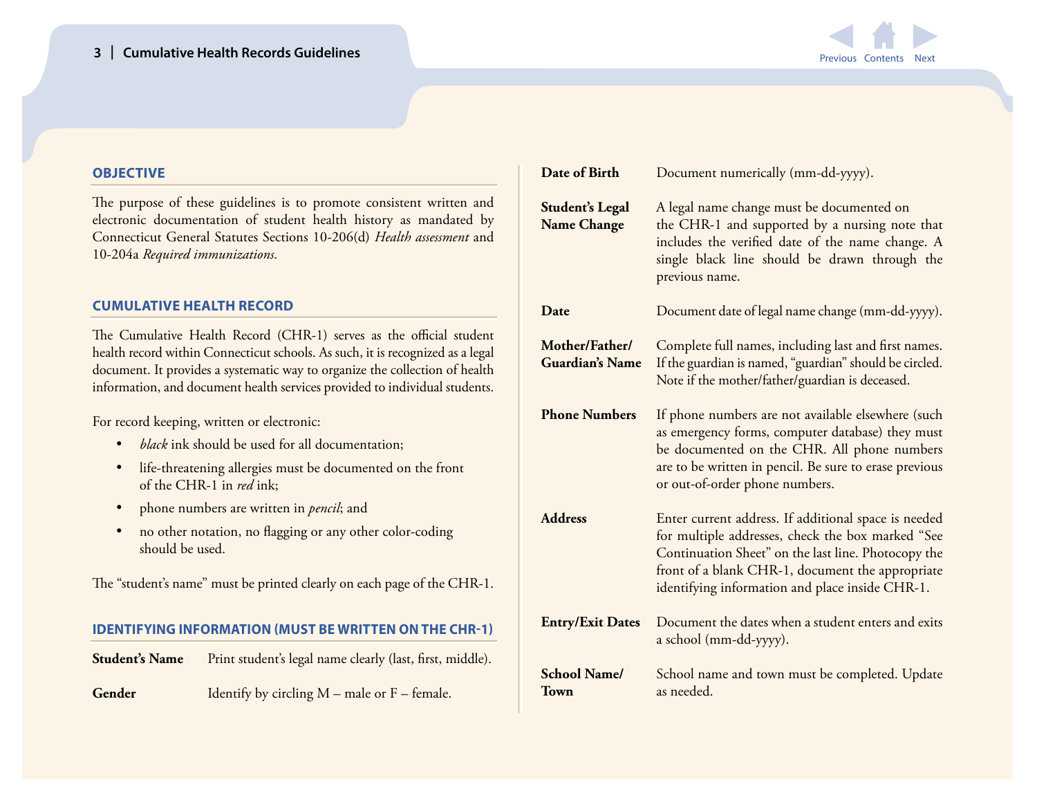## OBJECTIVE

The purpose of these guidelines is to promote consistent written and electronic documentation of student health history as mandated by Connecticut General Statutes Sections 10-206(d) *Health assessment* and 10-204a *Required immunizations*.

## CUMULATIVE HEALTH RECORD

The Cumulative Health Record (CHR-1) serves as the official student health record within Connecticut schools. As such, it is recognized as a legal document. It provides a systematic way to organize the collection of health information, and document health services provided to individual students.

For record keeping, written or electronic:

- *black* ink should be used for all documentation;
- life-threatening allergies must be documented on the front of the CHR-1 in *red* ink;
- phone numbers are written in *pencil*; and
- no other notation, no flagging or any other color-coding should be used.

The "student's name" must be printed clearly on each page of the CHR-1.

## IDENTIFYING INFORMATION (MUST BE WRITTEN ON THE CHR-1)

**Student's Name** — Print student's legal name clearly (last, first, middle).

**Gender** — Identify by circling M – male or F – female.

**Date of Birth** — Document numerically (mm-dd-yyyy).

**Student's Legal Name Change** — A legal name change must be documented on the CHR-1 and supported by a nursing note that includes the verified date of the name change. A single black line should be drawn through the previous name.

**Date** — Document date of legal name change (mm-dd-yyyy).

**Mother/Father/ Guardian's Name** — Complete full names, including last and first names. If the guardian is named, "guardian" should be circled. Note if the mother/father/guardian is deceased.

**Phone Numbers** — If phone numbers are not available elsewhere (such as emergency forms, computer database) they must be documented on the CHR. All phone numbers are to be written in pencil. Be sure to erase previous or out-of-order phone numbers.

**Address** — Enter current address. If additional space is needed for multiple addresses, check the box marked "See Continuation Sheet" on the last line. Photocopy the front of a blank CHR-1, document the appropriate identifying information and place inside CHR-1.

**Entry/Exit Dates** — Document the dates when a student enters and exits a school (mm-dd-yyyy).

**School Name/ Town** — School name and town must be completed. Update as needed.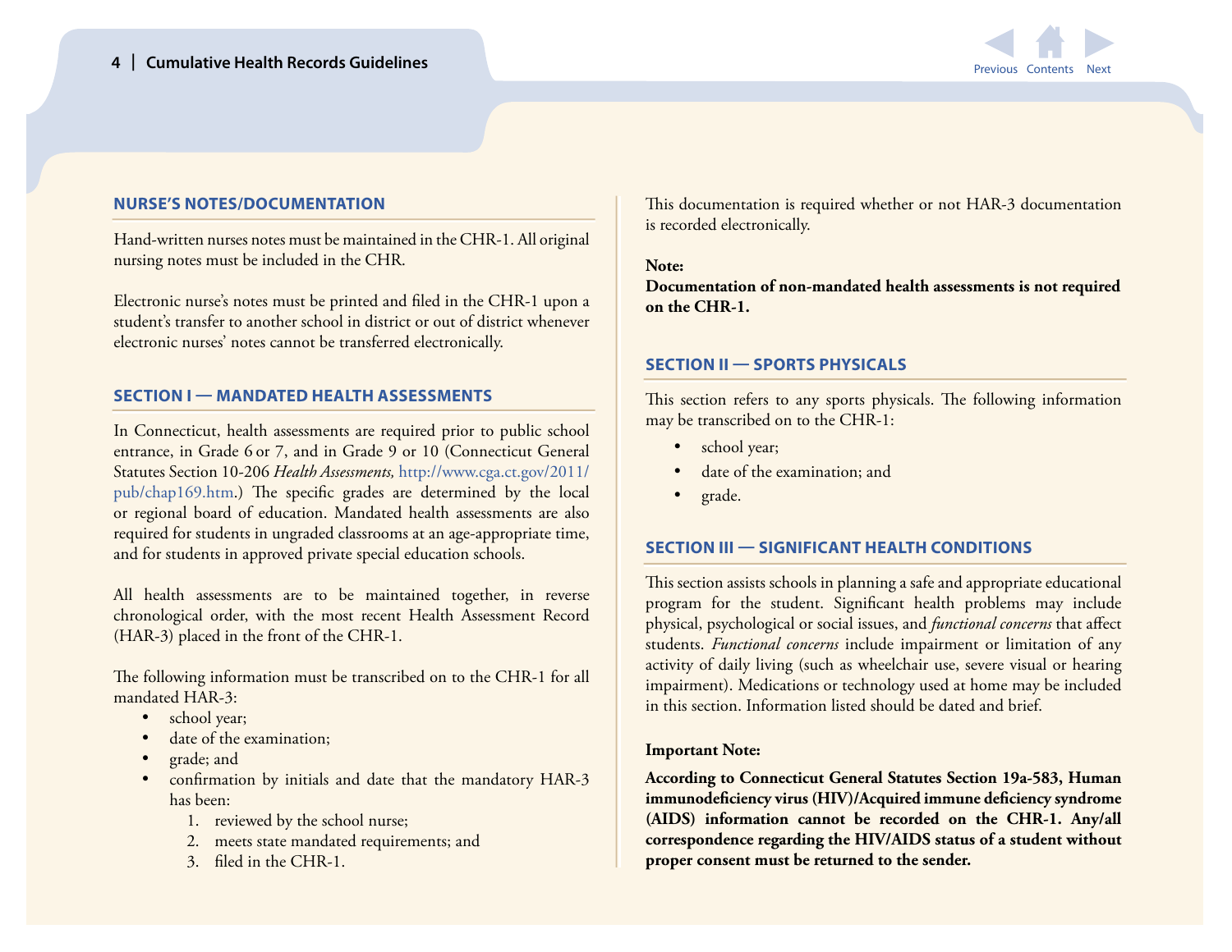## NURSE'S NOTES/DOCUMENTATION

Hand-written nurses notes must be maintained in the CHR-1. All original nursing notes must be included in the CHR.

Electronic nurse's notes must be printed and filed in the CHR-1 upon a student's transfer to another school in district or out of district whenever electronic nurses' notes cannot be transferred electronically.

## SECTION I — MANDATED HEALTH ASSESSMENTS

In Connecticut, health assessments are required prior to public school entrance, in Grade 6 or 7, and in Grade 9 or 10 (Connecticut General Statutes Section 10-206 *Health Assessments,* http://www.cga.ct.gov/2011/pub/chap169.htm.) The specific grades are determined by the local or regional board of education. Mandated health assessments are also required for students in ungraded classrooms at an age-appropriate time, and for students in approved private special education schools.

All health assessments are to be maintained together, in reverse chronological order, with the most recent Health Assessment Record (HAR-3) placed in the front of the CHR-1.

The following information must be transcribed on to the CHR-1 for all mandated HAR-3:

- school year;
- date of the examination;
- grade; and
- confirmation by initials and date that the mandatory HAR-3 has been:
  1. reviewed by the school nurse;
  2. meets state mandated requirements; and
  3. filed in the CHR-1.

This documentation is required whether or not HAR-3 documentation is recorded electronically.

**Note:**
**Documentation of non-mandated health assessments is not required on the CHR-1.**

## SECTION II — SPORTS PHYSICALS

This section refers to any sports physicals. The following information may be transcribed on to the CHR-1:

- school year;
- date of the examination; and
- grade.

## SECTION III — SIGNIFICANT HEALTH CONDITIONS

This section assists schools in planning a safe and appropriate educational program for the student. Significant health problems may include physical, psychological or social issues, and *functional concerns* that affect students. *Functional concerns* include impairment or limitation of any activity of daily living (such as wheelchair use, severe visual or hearing impairment). Medications or technology used at home may be included in this section. Information listed should be dated and brief.

**Important Note:**

**According to Connecticut General Statutes Section 19a-583, Human immunodeficiency virus (HIV)/Acquired immune deficiency syndrome (AIDS) information cannot be recorded on the CHR-1. Any/all correspondence regarding the HIV/AIDS status of a student without proper consent must be returned to the sender.**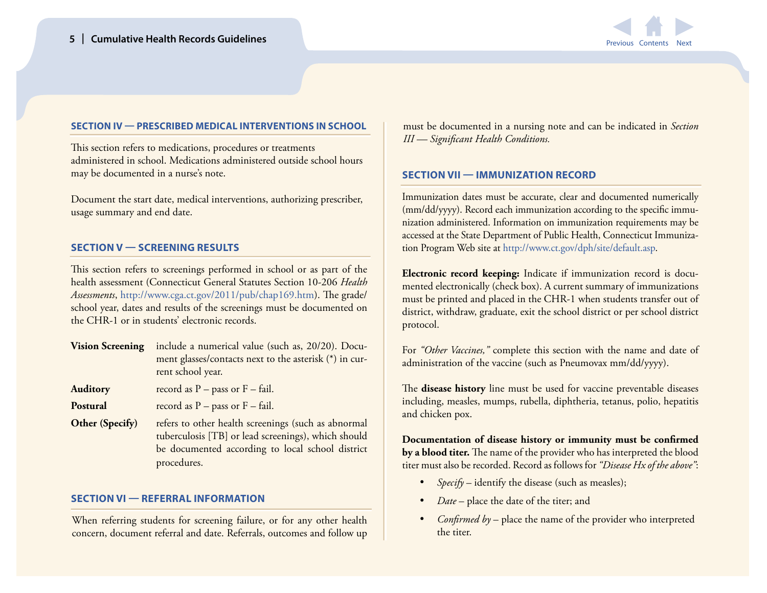## SECTION IV — PRESCRIBED MEDICAL INTERVENTIONS IN SCHOOL

This section refers to medications, procedures or treatments administered in school. Medications administered outside school hours may be documented in a nurse's note.

Document the start date, medical interventions, authorizing prescriber, usage summary and end date.

## SECTION V — SCREENING RESULTS

This section refers to screenings performed in school or as part of the health assessment (Connecticut General Statutes Section 10-206 *Health Assessments*, http://www.cga.ct.gov/2011/pub/chap169.htm). The grade/school year, dates and results of the screenings must be documented on the CHR-1 or in students' electronic records.

**Vision Screening** include a numerical value (such as, 20/20). Document glasses/contacts next to the asterisk (*) in current school year.

**Auditory** record as P – pass or F – fail.

**Postural** record as P – pass or F – fail.

**Other (Specify)** refers to other health screenings (such as abnormal tuberculosis [TB] or lead screenings), which should be documented according to local school district procedures.

## SECTION VI — REFERRAL INFORMATION

When referring students for screening failure, or for any other health concern, document referral and date. Referrals, outcomes and follow up must be documented in a nursing note and can be indicated in *Section III — Significant Health Conditions.*

## SECTION VII — IMMUNIZATION RECORD

Immunization dates must be accurate, clear and documented numerically (mm/dd/yyyy). Record each immunization according to the specific immunization administered. Information on immunization requirements may be accessed at the State Department of Public Health, Connecticut Immunization Program Web site at http://www.ct.gov/dph/site/default.asp.

**Electronic record keeping:** Indicate if immunization record is documented electronically (check box). A current summary of immunizations must be printed and placed in the CHR-1 when students transfer out of district, withdraw, graduate, exit the school district or per school district protocol.

For *"Other Vaccines,"* complete this section with the name and date of administration of the vaccine (such as Pneumovax mm/dd/yyyy).

The **disease history** line must be used for vaccine preventable diseases including, measles, mumps, rubella, diphtheria, tetanus, polio, hepatitis and chicken pox.

**Documentation of disease history or immunity must be confirmed by a blood titer.** The name of the provider who has interpreted the blood titer must also be recorded. Record as follows for *"Disease Hx of the above"*:

- *Specify* – identify the disease (such as measles);
- *Date* – place the date of the titer; and
- *Confirmed by* – place the name of the provider who interpreted the titer.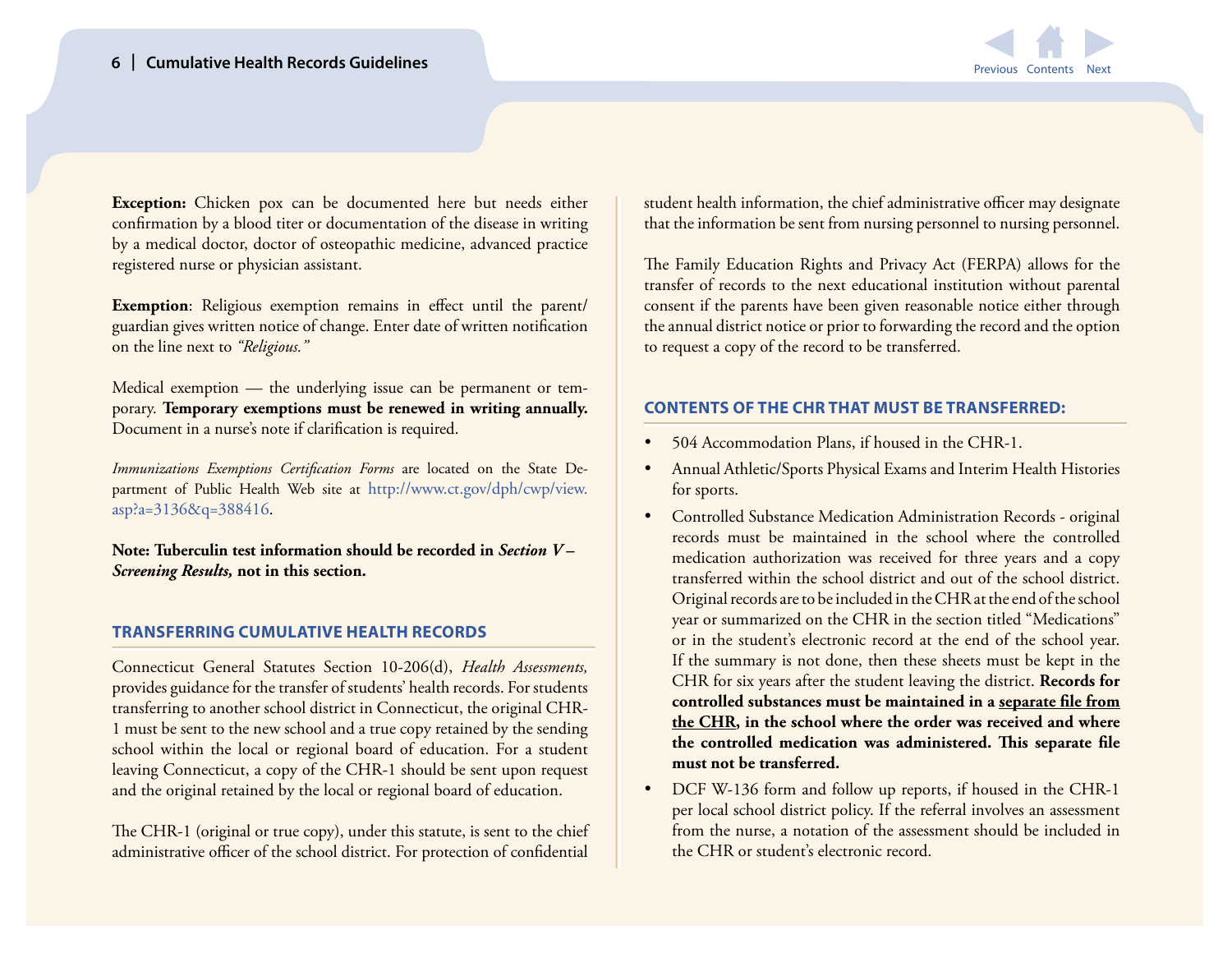**Exception:** Chicken pox can be documented here but needs either confirmation by a blood titer or documentation of the disease in writing by a medical doctor, doctor of osteopathic medicine, advanced practice registered nurse or physician assistant.

**Exemption**: Religious exemption remains in effect until the parent/guardian gives written notice of change. Enter date of written notification on the line next to *"Religious."*

Medical exemption — the underlying issue can be permanent or temporary. **Temporary exemptions must be renewed in writing annually.** Document in a nurse's note if clarification is required.

*Immunizations Exemptions Certification Forms* are located on the State Department of Public Health Web site at http://www.ct.gov/dph/cwp/view.asp?a=3136&q=388416.

**Note: Tuberculin test information should be recorded in *Section V – Screening Results,* not in this section.**

## TRANSFERRING CUMULATIVE HEALTH RECORDS

Connecticut General Statutes Section 10-206(d), *Health Assessments,* provides guidance for the transfer of students' health records. For students transferring to another school district in Connecticut, the original CHR-1 must be sent to the new school and a true copy retained by the sending school within the local or regional board of education. For a student leaving Connecticut, a copy of the CHR-1 should be sent upon request and the original retained by the local or regional board of education.

The CHR-1 (original or true copy), under this statute, is sent to the chief administrative officer of the school district. For protection of confidential student health information, the chief administrative officer may designate that the information be sent from nursing personnel to nursing personnel.

The Family Education Rights and Privacy Act (FERPA) allows for the transfer of records to the next educational institution without parental consent if the parents have been given reasonable notice either through the annual district notice or prior to forwarding the record and the option to request a copy of the record to be transferred.

## CONTENTS OF THE CHR THAT MUST BE TRANSFERRED:

- 504 Accommodation Plans, if housed in the CHR-1.
- Annual Athletic/Sports Physical Exams and Interim Health Histories for sports.
- Controlled Substance Medication Administration Records - original records must be maintained in the school where the controlled medication authorization was received for three years and a copy transferred within the school district and out of the school district. Original records are to be included in the CHR at the end of the school year or summarized on the CHR in the section titled "Medications" or in the student's electronic record at the end of the school year. If the summary is not done, then these sheets must be kept in the CHR for six years after the student leaving the district. **Records for controlled substances must be maintained in a <u>separate file from the CHR</u>, in the school where the order was received and where the controlled medication was administered. This separate file must not be transferred.**
- DCF W-136 form and follow up reports, if housed in the CHR-1 per local school district policy. If the referral involves an assessment from the nurse, a notation of the assessment should be included in the CHR or student's electronic record.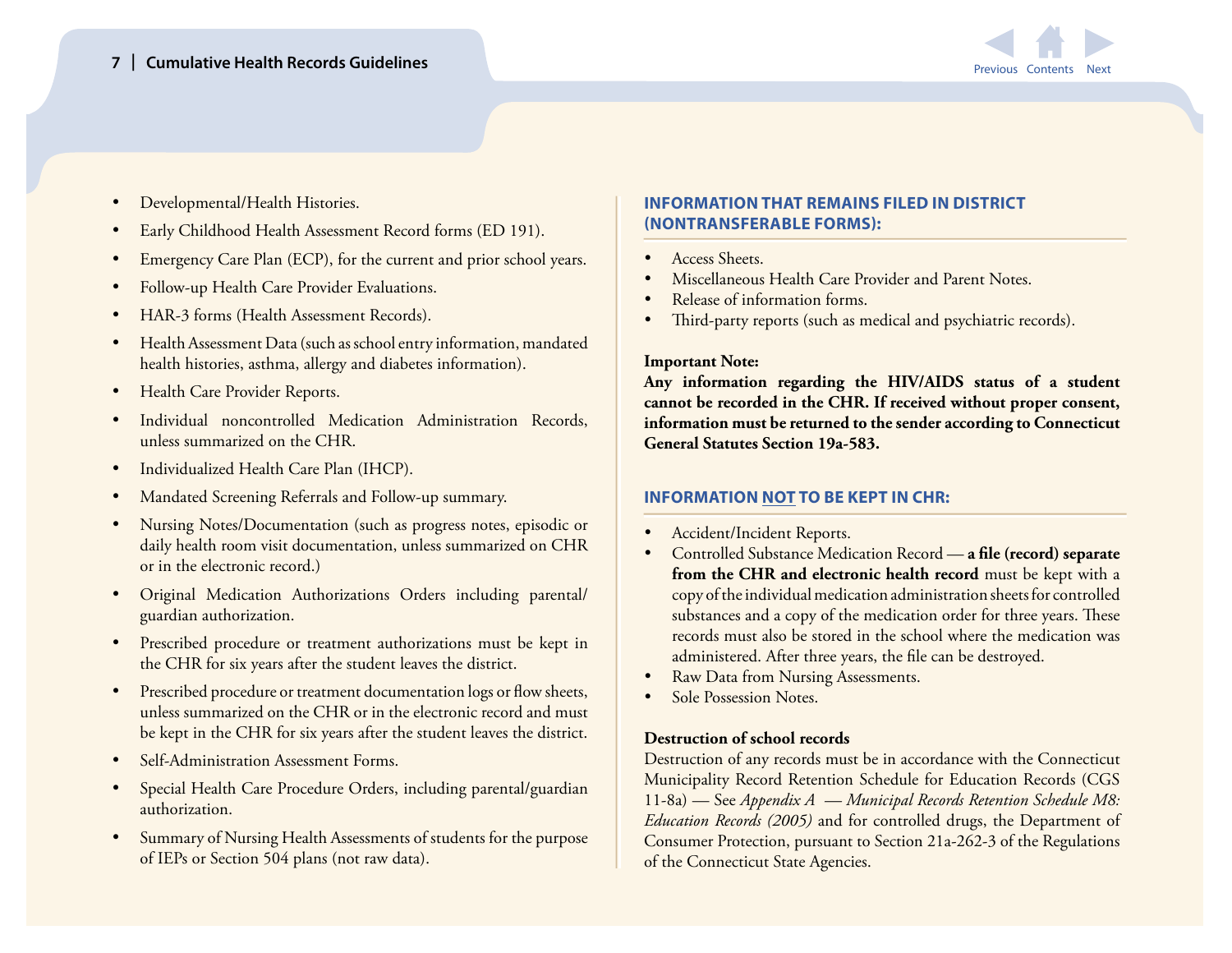- Developmental/Health Histories.
- Early Childhood Health Assessment Record forms (ED 191).
- Emergency Care Plan (ECP), for the current and prior school years.
- Follow-up Health Care Provider Evaluations.
- HAR-3 forms (Health Assessment Records).
- Health Assessment Data (such as school entry information, mandated health histories, asthma, allergy and diabetes information).
- Health Care Provider Reports.
- Individual noncontrolled Medication Administration Records, unless summarized on the CHR.
- Individualized Health Care Plan (IHCP).
- Mandated Screening Referrals and Follow-up summary.
- Nursing Notes/Documentation (such as progress notes, episodic or daily health room visit documentation, unless summarized on CHR or in the electronic record.)
- Original Medication Authorizations Orders including parental/guardian authorization.
- Prescribed procedure or treatment authorizations must be kept in the CHR for six years after the student leaves the district.
- Prescribed procedure or treatment documentation logs or flow sheets, unless summarized on the CHR or in the electronic record and must be kept in the CHR for six years after the student leaves the district.
- Self-Administration Assessment Forms.
- Special Health Care Procedure Orders, including parental/guardian authorization.
- Summary of Nursing Health Assessments of students for the purpose of IEPs or Section 504 plans (not raw data).

## INFORMATION THAT REMAINS FILED IN DISTRICT (NONTRANSFERABLE FORMS):

- Access Sheets.
- Miscellaneous Health Care Provider and Parent Notes.
- Release of information forms.
- Third-party reports (such as medical and psychiatric records).

**Important Note:**
**Any information regarding the HIV/AIDS status of a student cannot be recorded in the CHR. If received without proper consent, information must be returned to the sender according to Connecticut General Statutes Section 19a-583.**

## INFORMATION NOT TO BE KEPT IN CHR:

- Accident/Incident Reports.
- Controlled Substance Medication Record — **a file (record) separate from the CHR and electronic health record** must be kept with a copy of the individual medication administration sheets for controlled substances and a copy of the medication order for three years. These records must also be stored in the school where the medication was administered. After three years, the file can be destroyed.
- Raw Data from Nursing Assessments.
- Sole Possession Notes.

**Destruction of school records**

Destruction of any records must be in accordance with the Connecticut Municipality Record Retention Schedule for Education Records (CGS 11-8a) — See *Appendix A — Municipal Records Retention Schedule M8: Education Records (2005)* and for controlled drugs, the Department of Consumer Protection, pursuant to Section 21a-262-3 of the Regulations of the Connecticut State Agencies.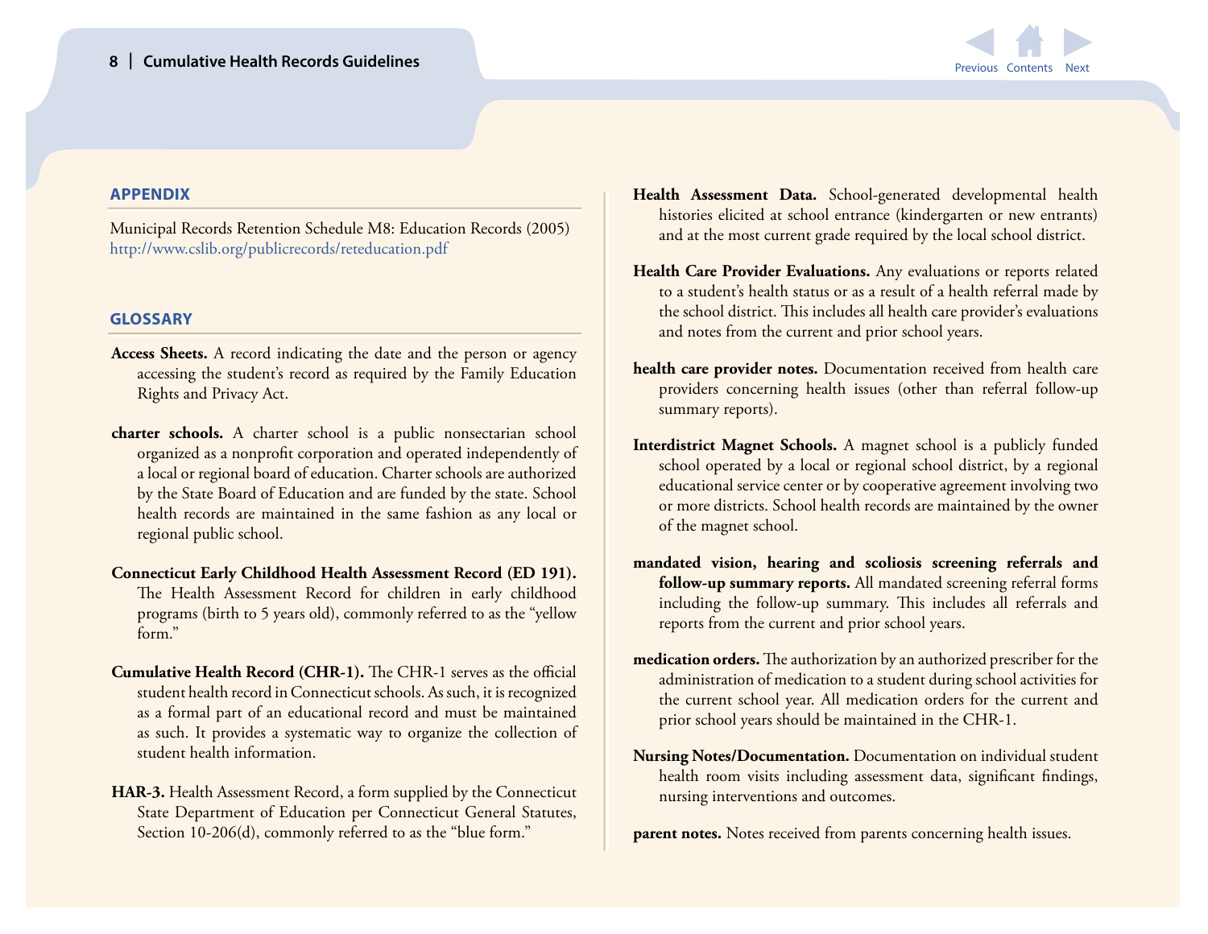## APPENDIX

Municipal Records Retention Schedule M8: Education Records (2005)
http://www.cslib.org/publicrecords/reteducation.pdf

## GLOSSARY

**Access Sheets.** A record indicating the date and the person or agency accessing the student's record as required by the Family Education Rights and Privacy Act.

**charter schools.** A charter school is a public nonsectarian school organized as a nonprofit corporation and operated independently of a local or regional board of education. Charter schools are authorized by the State Board of Education and are funded by the state. School health records are maintained in the same fashion as any local or regional public school.

**Connecticut Early Childhood Health Assessment Record (ED 191).** The Health Assessment Record for children in early childhood programs (birth to 5 years old), commonly referred to as the "yellow form."

**Cumulative Health Record (CHR-1).** The CHR-1 serves as the official student health record in Connecticut schools. As such, it is recognized as a formal part of an educational record and must be maintained as such. It provides a systematic way to organize the collection of student health information.

**HAR-3.** Health Assessment Record, a form supplied by the Connecticut State Department of Education per Connecticut General Statutes, Section 10-206(d), commonly referred to as the "blue form."

**Health Assessment Data.** School-generated developmental health histories elicited at school entrance (kindergarten or new entrants) and at the most current grade required by the local school district.

**Health Care Provider Evaluations.** Any evaluations or reports related to a student's health status or as a result of a health referral made by the school district. This includes all health care provider's evaluations and notes from the current and prior school years.

**health care provider notes.** Documentation received from health care providers concerning health issues (other than referral follow-up summary reports).

**Interdistrict Magnet Schools.** A magnet school is a publicly funded school operated by a local or regional school district, by a regional educational service center or by cooperative agreement involving two or more districts. School health records are maintained by the owner of the magnet school.

**mandated vision, hearing and scoliosis screening referrals and follow-up summary reports.** All mandated screening referral forms including the follow-up summary. This includes all referrals and reports from the current and prior school years.

**medication orders.** The authorization by an authorized prescriber for the administration of medication to a student during school activities for the current school year. All medication orders for the current and prior school years should be maintained in the CHR-1.

**Nursing Notes/Documentation.** Documentation on individual student health room visits including assessment data, significant findings, nursing interventions and outcomes.

**parent notes.** Notes received from parents concerning health issues.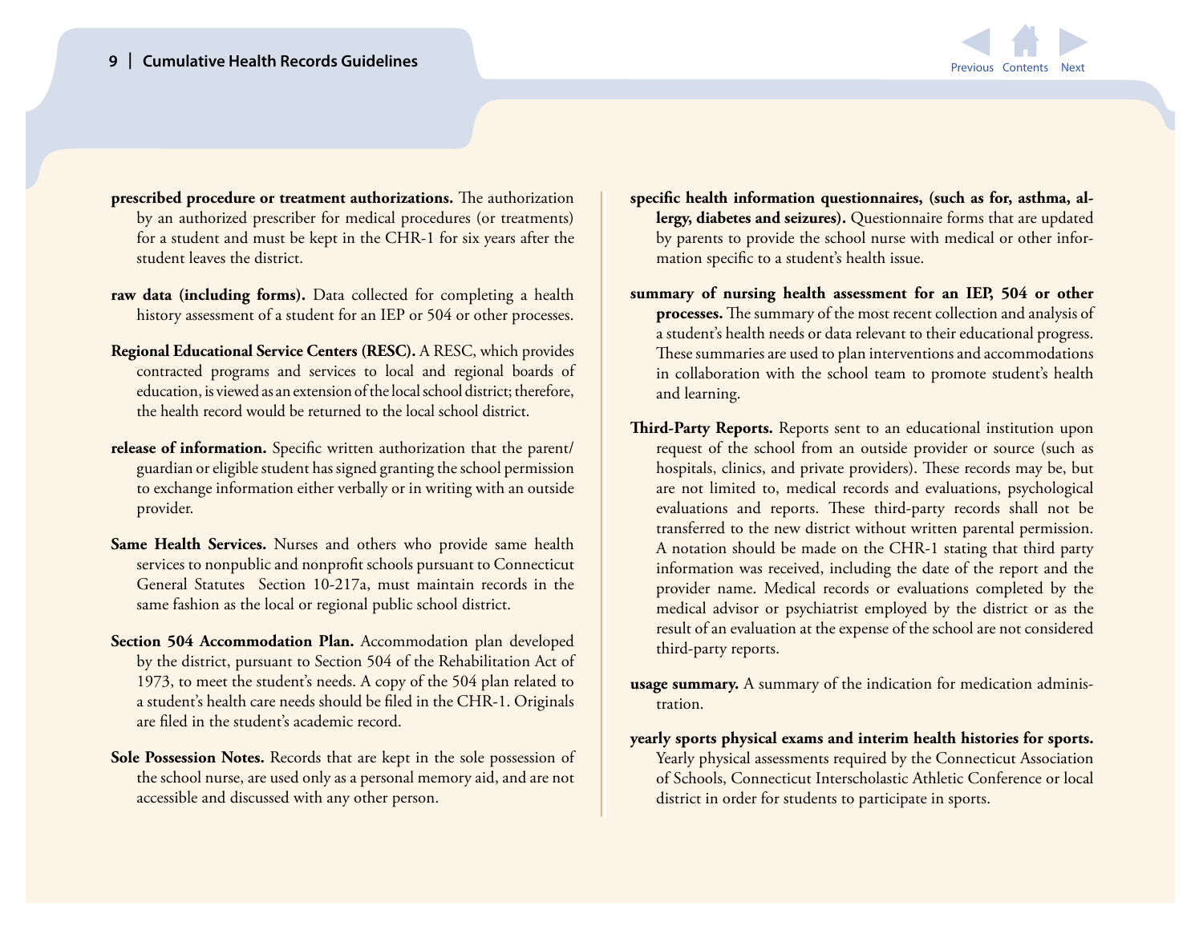**prescribed procedure or treatment authorizations.** The authorization by an authorized prescriber for medical procedures (or treatments) for a student and must be kept in the CHR-1 for six years after the student leaves the district.

**raw data (including forms).** Data collected for completing a health history assessment of a student for an IEP or 504 or other processes.

**Regional Educational Service Centers (RESC).** A RESC, which provides contracted programs and services to local and regional boards of education, is viewed as an extension of the local school district; therefore, the health record would be returned to the local school district.

**release of information.** Specific written authorization that the parent/guardian or eligible student has signed granting the school permission to exchange information either verbally or in writing with an outside provider.

**Same Health Services.** Nurses and others who provide same health services to nonpublic and nonprofit schools pursuant to Connecticut General Statutes Section 10-217a, must maintain records in the same fashion as the local or regional public school district.

**Section 504 Accommodation Plan.** Accommodation plan developed by the district, pursuant to Section 504 of the Rehabilitation Act of 1973, to meet the student's needs. A copy of the 504 plan related to a student's health care needs should be filed in the CHR-1. Originals are filed in the student's academic record.

**Sole Possession Notes.** Records that are kept in the sole possession of the school nurse, are used only as a personal memory aid, and are not accessible and discussed with any other person.

**specific health information questionnaires, (such as for, asthma, allergy, diabetes and seizures).** Questionnaire forms that are updated by parents to provide the school nurse with medical or other information specific to a student's health issue.

**summary of nursing health assessment for an IEP, 504 or other processes.** The summary of the most recent collection and analysis of a student's health needs or data relevant to their educational progress. These summaries are used to plan interventions and accommodations in collaboration with the school team to promote student's health and learning.

**Third-Party Reports.** Reports sent to an educational institution upon request of the school from an outside provider or source (such as hospitals, clinics, and private providers). These records may be, but are not limited to, medical records and evaluations, psychological evaluations and reports. These third-party records shall not be transferred to the new district without written parental permission. A notation should be made on the CHR-1 stating that third party information was received, including the date of the report and the provider name. Medical records or evaluations completed by the medical advisor or psychiatrist employed by the district or as the result of an evaluation at the expense of the school are not considered third-party reports.

**usage summary.** A summary of the indication for medication administration.

**yearly sports physical exams and interim health histories for sports.** Yearly physical assessments required by the Connecticut Association of Schools, Connecticut Interscholastic Athletic Conference or local district in order for students to participate in sports.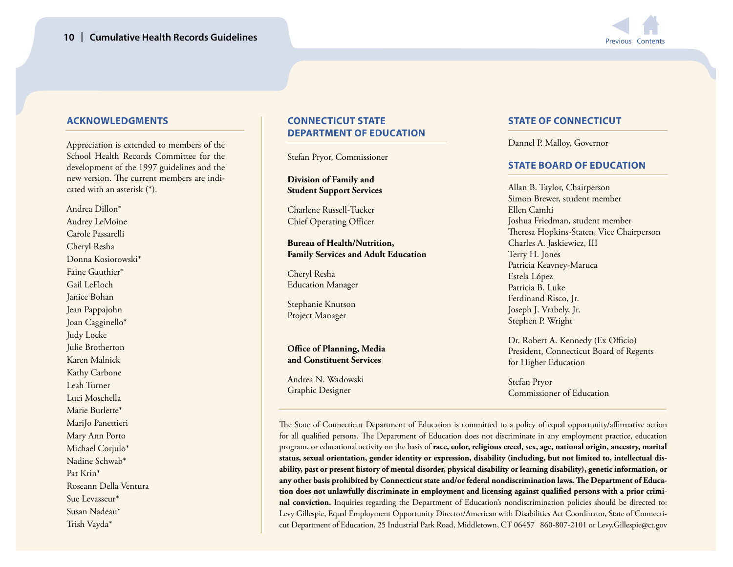## ACKNOWLEDGMENTS

Appreciation is extended to members of the School Health Records Committee for the development of the 1997 guidelines and the new version. The current members are indicated with an asterisk (*).

Andrea Dillon*
Audrey LeMoine
Carole Passarelli
Cheryl Resha
Donna Kosiorowski*
Faine Gauthier*
Gail LeFloch
Janice Bohan
Jean Pappajohn
Joan Cagginello*
Judy Locke
Julie Brotherton
Karen Malnick
Kathy Carbone
Leah Turner
Luci Moschella
Marie Burlette*
MariJo Panettieri
Mary Ann Porto
Michael Corjulo*
Nadine Schwab*
Pat Krin*
Roseann Della Ventura
Sue Levasseur*
Susan Nadeau*
Trish Vayda*

## CONNECTICUT STATE DEPARTMENT OF EDUCATION

Stefan Pryor, Commissioner

**Division of Family and Student Support Services**

Charlene Russell-Tucker
Chief Operating Officer

**Bureau of Health/Nutrition, Family Services and Adult Education**

Cheryl Resha
Education Manager

Stephanie Knutson
Project Manager

**Office of Planning, Media and Constituent Services**

Andrea N. Wadowski
Graphic Designer

## STATE OF CONNECTICUT

Dannel P. Malloy, Governor

## STATE BOARD OF EDUCATION

Allan B. Taylor, Chairperson
Simon Brewer, student member
Ellen Camhi
Joshua Friedman, student member
Theresa Hopkins-Staten, Vice Chairperson
Charles A. Jaskiewicz, III
Terry H. Jones
Patricia Keavney-Maruca
Estela López
Patricia B. Luke
Ferdinand Risco, Jr.
Joseph J. Vrabely, Jr.
Stephen P. Wright

Dr. Robert A. Kennedy (Ex Officio)
President, Connecticut Board of Regents for Higher Education

Stefan Pryor
Commissioner of Education

---

The State of Connecticut Department of Education is committed to a policy of equal opportunity/affirmative action for all qualified persons. The Department of Education does not discriminate in any employment practice, education program, or educational activity on the basis of **race, color, religious creed, sex, age, national origin, ancestry, marital status, sexual orientation, gender identity or expression, disability (including, but not limited to, intellectual disability, past or present history of mental disorder, physical disability or learning disability), genetic information, or any other basis prohibited by Connecticut state and/or federal nondiscrimination laws. The Department of Education does not unlawfully discriminate in employment and licensing against qualified persons with a prior criminal conviction.** Inquiries regarding the Department of Education's nondiscrimination policies should be directed to: Levy Gillespie, Equal Employment Opportunity Director/American with Disabilities Act Coordinator, State of Connecticut Department of Education, 25 Industrial Park Road, Middletown, CT 06457 860-807-2101 or Levy.Gillespie@ct.gov